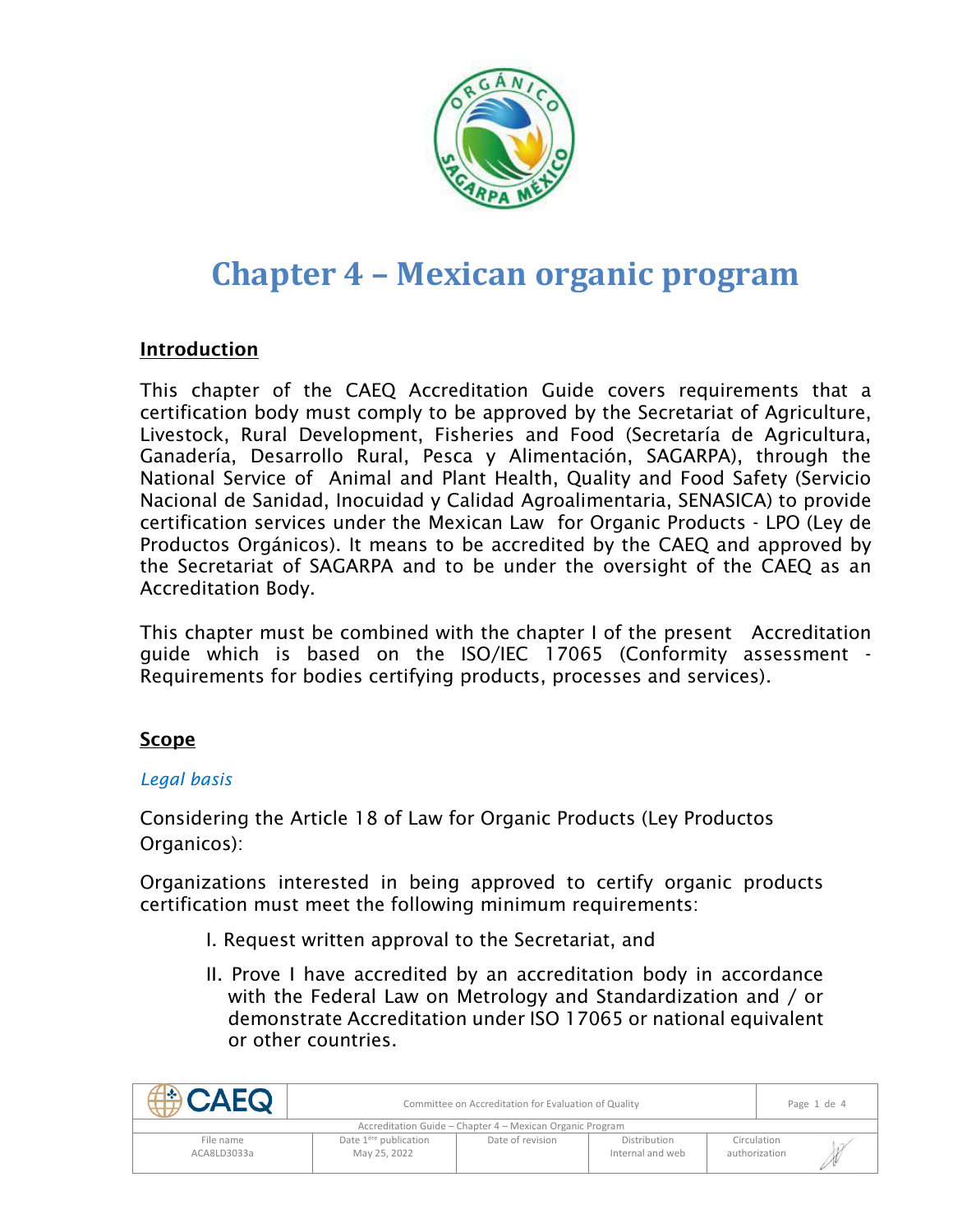# Chapter 4 – Mexican organic program

## Introduction

This chapter of the CAEQ Accreditation Guide covers requirements that a certification body must comply to be approved by the Secretariat of Agriculture, Livestock, Rural Development, Fisheries and Food (Secretaría de Agricultura, Ganadería, Desarrollo Rural, Pesca y Alimentación, SAGARPA), through the National Service of Animal and Plant Health, Quality and Food Safety (Servicio Nacional de Sanidad, Inocuidad y Calidad Agroalimentaria, SENASICA) to provide certification services under the Mexican Law for Organic Products - LPO (Ley de Productos Orgánicos). It means to be accredited by the CAEQ and approved by the Secretariat of SAGARPA and to be under the oversight of the CAEQ as an Accreditation Body.

This chapter must be combined with the chapter I of the present Accreditation guide which is based on the ISO/IEC 17065 (Conformity assessment - Requirements for bodies certifying products, processes and services).

## Scope

### *Legal basis*

Considering the Article 18 of Law for Organic Products (Ley Productos Organicos):

Organizations interested in being approved to certify organic products certification must meet the following minimum requirements:

I. Request written approval to the Secretariat, and

II. Prove I have accredited by an accreditation body in accordance with the Federal Law on Metrology and Standardization and / or demonstrate Accreditation under ISO 17065 or national equivalent or other countries.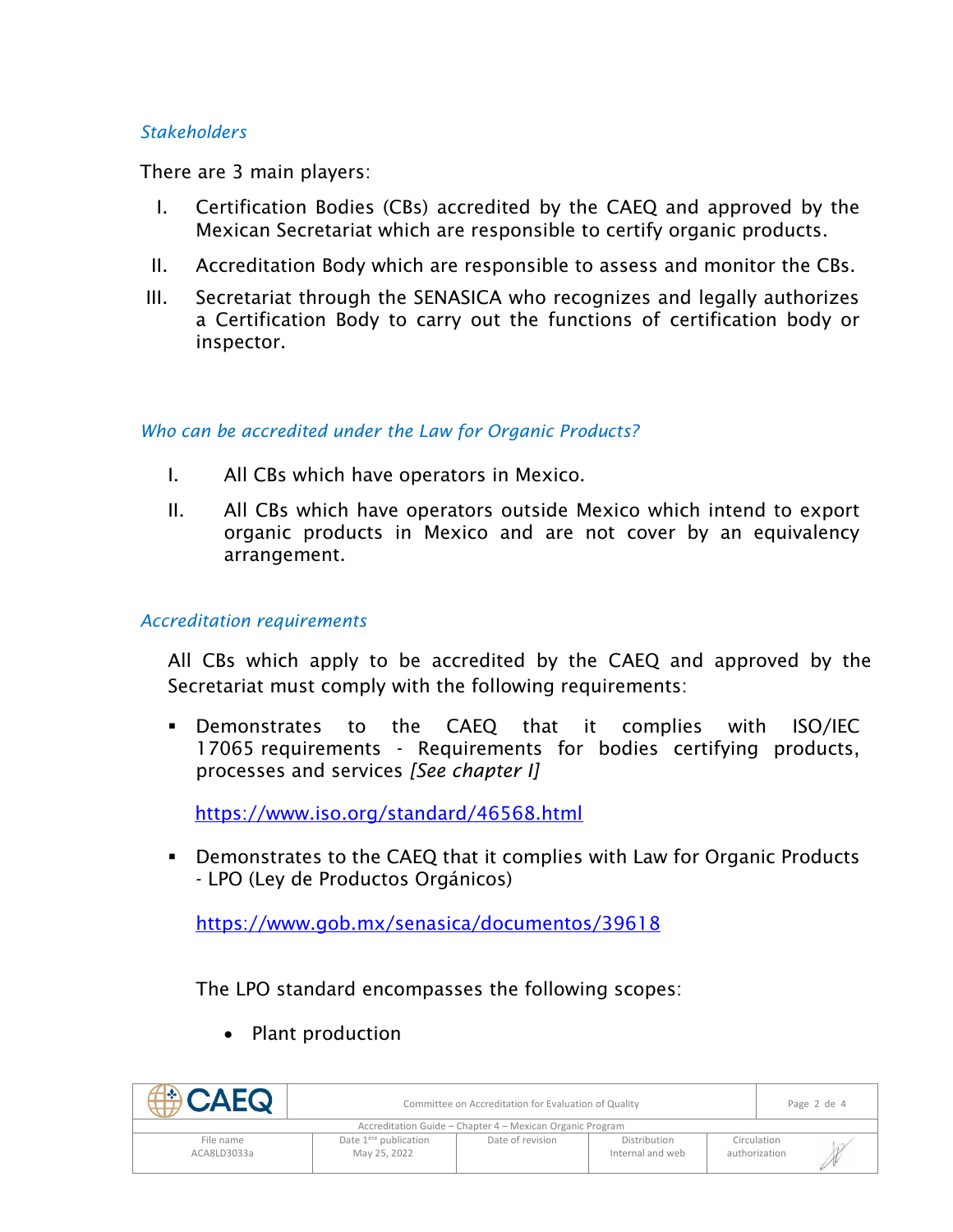*Stakeholders*

There are 3 main players:

I. Certification Bodies (CBs) accredited by the CAEQ and approved by the Mexican Secretariat which are responsible to certify organic products.

II. Accreditation Body which are responsible to assess and monitor the CBs.

III. Secretariat through the SENASICA who recognizes and legally authorizes a Certification Body to carry out the functions of certification body or inspector.

*Who can be accredited under the Law for Organic Products?*

I. All CBs which have operators in Mexico.

II. All CBs which have operators outside Mexico which intend to export organic products in Mexico and are not cover by an equivalency arrangement.

*Accreditation requirements*

All CBs which apply to be accredited by the CAEQ and approved by the Secretariat must comply with the following requirements:

- Demonstrates to the CAEQ that it complies with ISO/IEC 17065 requirements - Requirements for bodies certifying products, processes and services *[See chapter I]*

  https://www.iso.org/standard/46568.html

- Demonstrates to the CAEQ that it complies with Law for Organic Products - LPO (Ley de Productos Orgánicos)

  https://www.gob.mx/senasica/documentos/39618

  The LPO standard encompasses the following scopes:

  - Plant production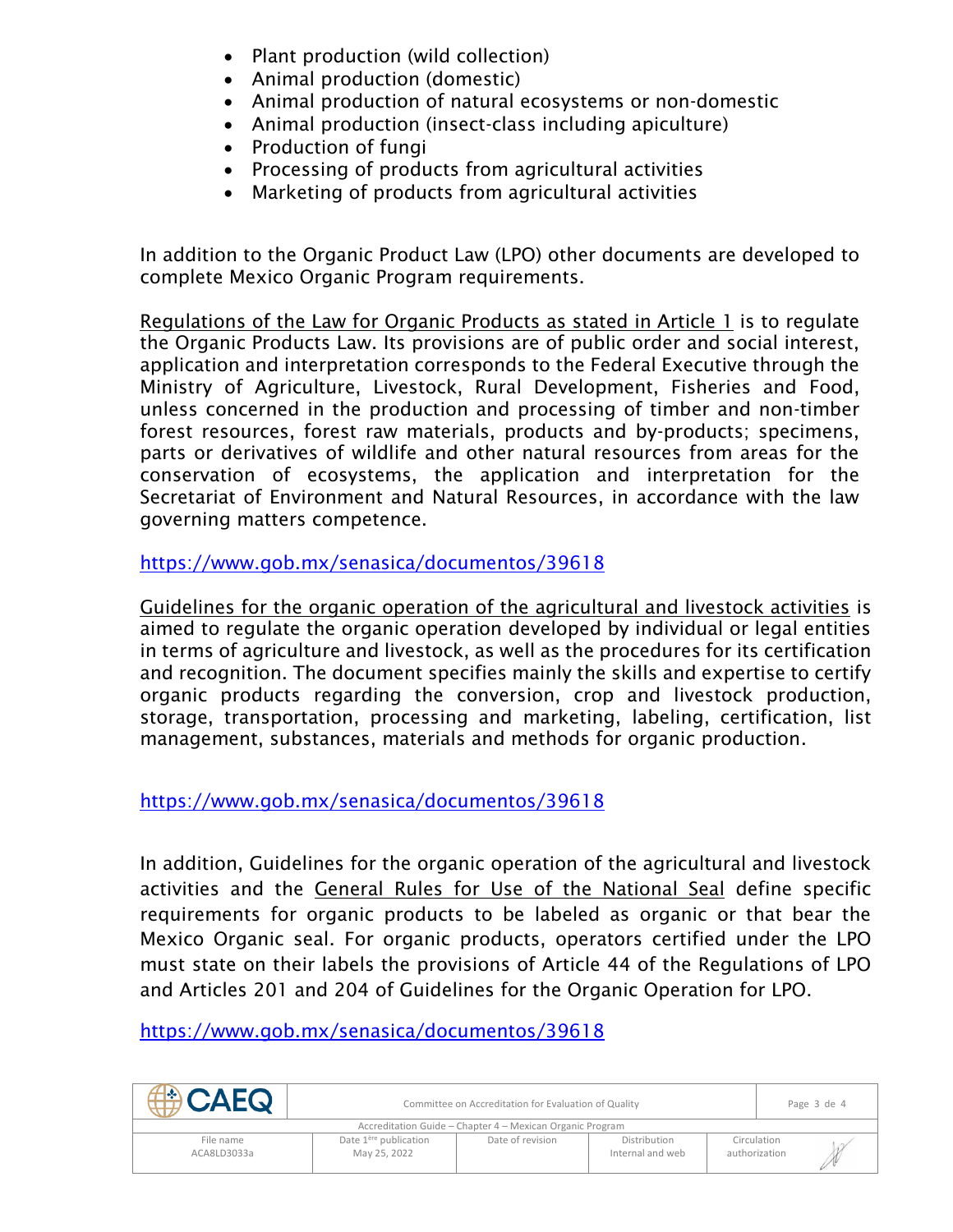- Plant production (wild collection)
- Animal production (domestic)
- Animal production of natural ecosystems or non-domestic
- Animal production (insect-class including apiculture)
- Production of fungi
- Processing of products from agricultural activities
- Marketing of products from agricultural activities

In addition to the Organic Product Law (LPO) other documents are developed to complete Mexico Organic Program requirements.

Regulations of the Law for Organic Products as stated in Article 1 is to regulate the Organic Products Law. Its provisions are of public order and social interest, application and interpretation corresponds to the Federal Executive through the Ministry of Agriculture, Livestock, Rural Development, Fisheries and Food, unless concerned in the production and processing of timber and non-timber forest resources, forest raw materials, products and by-products; specimens, parts or derivatives of wildlife and other natural resources from areas for the conservation of ecosystems, the application and interpretation for the Secretariat of Environment and Natural Resources, in accordance with the law governing matters competence.

https://www.gob.mx/senasica/documentos/39618

Guidelines for the organic operation of the agricultural and livestock activities is aimed to regulate the organic operation developed by individual or legal entities in terms of agriculture and livestock, as well as the procedures for its certification and recognition. The document specifies mainly the skills and expertise to certify organic products regarding the conversion, crop and livestock production, storage, transportation, processing and marketing, labeling, certification, list management, substances, materials and methods for organic production.

https://www.gob.mx/senasica/documentos/39618

In addition, Guidelines for the organic operation of the agricultural and livestock activities and the General Rules for Use of the National Seal define specific requirements for organic products to be labeled as organic or that bear the Mexico Organic seal. For organic products, operators certified under the LPO must state on their labels the provisions of Article 44 of the Regulations of LPO and Articles 201 and 204 of Guidelines for the Organic Operation for LPO.

https://www.gob.mx/senasica/documentos/39618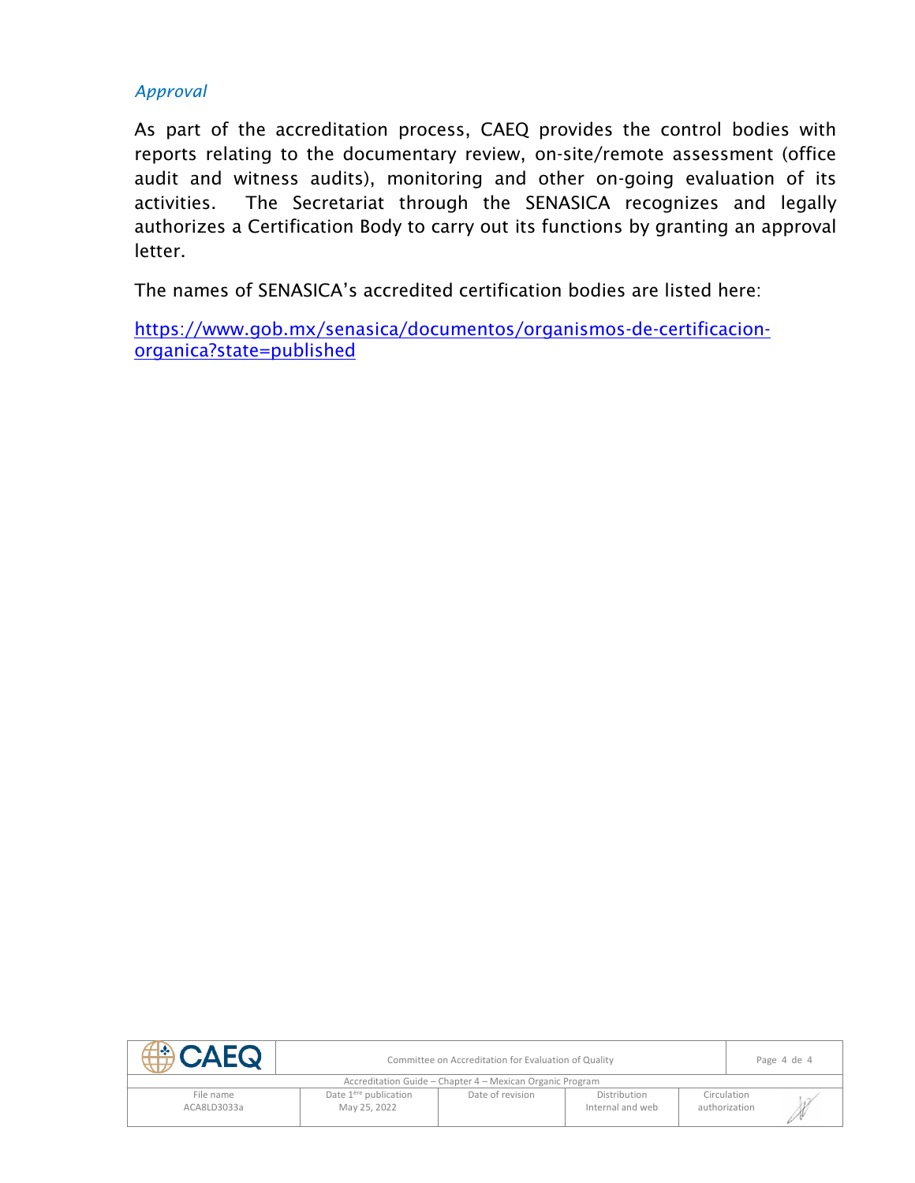*Approval*

As part of the accreditation process, CAEQ provides the control bodies with reports relating to the documentary review, on-site/remote assessment (office audit and witness audits), monitoring and other on-going evaluation of its activities. The Secretariat through the SENASICA recognizes and legally authorizes a Certification Body to carry out its functions by granting an approval letter.

The names of SENASICA's accredited certification bodies are listed here:

https://www.gob.mx/senasica/documentos/organismos-de-certificacion-organica?state=published